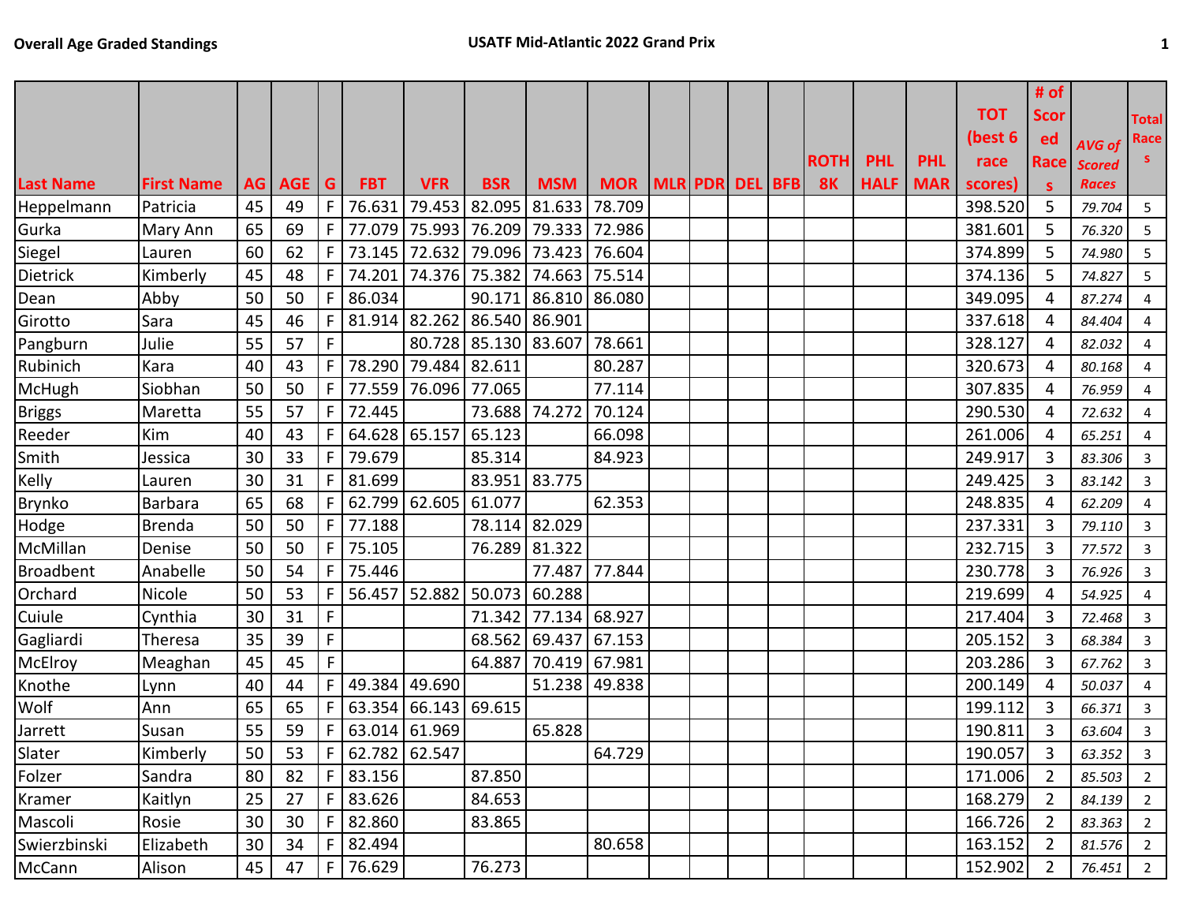**Overall Age Graded Standings** | **USATF Mid-Atlantic 2022 Grand Prix**

| Last Name | First Name | AG | AGE | G | FBT | VFR | BSR | MSM | MOR | MLR | PDR | DEL | BFB | ROTH 8K | PHL HALF | PHL MAR | TOT (best 6 race scores) | # of Scored Races | AVG of Scored Races | Total Races |
|---|---|---|---|---|---|---|---|---|---|---|---|---|---|---|---|---|---|---|---|---|
| Heppelmann | Patricia | 45 | 49 | F | 76.631 | 79.453 | 82.095 | 81.633 | 78.709 | | | | | | | | 398.520 | 5 | 79.704 | 5 |
| Gurka | Mary Ann | 65 | 69 | F | 77.079 | 75.993 | 76.209 | 79.333 | 72.986 | | | | | | | | 381.601 | 5 | 76.320 | 5 |
| Siegel | Lauren | 60 | 62 | F | 73.145 | 72.632 | 79.096 | 73.423 | 76.604 | | | | | | | | 374.899 | 5 | 74.980 | 5 |
| Dietrick | Kimberly | 45 | 48 | F | 74.201 | 74.376 | 75.382 | 74.663 | 75.514 | | | | | | | | 374.136 | 5 | 74.827 | 5 |
| Dean | Abby | 50 | 50 | F | 86.034 | | 90.171 | 86.810 | 86.080 | | | | | | | | 349.095 | 4 | 87.274 | 4 |
| Girotto | Sara | 45 | 46 | F | 81.914 | 82.262 | 86.540 | 86.901 | | | | | | | | | 337.618 | 4 | 84.404 | 4 |
| Pangburn | Julie | 55 | 57 | F | | 80.728 | 85.130 | 83.607 | 78.661 | | | | | | | | 328.127 | 4 | 82.032 | 4 |
| Rubinich | Kara | 40 | 43 | F | 78.290 | 79.484 | 82.611 | | 80.287 | | | | | | | | 320.673 | 4 | 80.168 | 4 |
| McHugh | Siobhan | 50 | 50 | F | 77.559 | 76.096 | 77.065 | | 77.114 | | | | | | | | 307.835 | 4 | 76.959 | 4 |
| Briggs | Maretta | 55 | 57 | F | 72.445 | | 73.688 | 74.272 | 70.124 | | | | | | | | 290.530 | 4 | 72.632 | 4 |
| Reeder | Kim | 40 | 43 | F | 64.628 | 65.157 | 65.123 | | 66.098 | | | | | | | | 261.006 | 4 | 65.251 | 4 |
| Smith | Jessica | 30 | 33 | F | 79.679 | | 85.314 | | 84.923 | | | | | | | | 249.917 | 3 | 83.306 | 3 |
| Kelly | Lauren | 30 | 31 | F | 81.699 | | 83.951 | 83.775 | | | | | | | | | 249.425 | 3 | 83.142 | 3 |
| Brynko | Barbara | 65 | 68 | F | 62.799 | 62.605 | 61.077 | | 62.353 | | | | | | | | 248.835 | 4 | 62.209 | 4 |
| Hodge | Brenda | 50 | 50 | F | 77.188 | | 78.114 | 82.029 | | | | | | | | | 237.331 | 3 | 79.110 | 3 |
| McMillan | Denise | 50 | 50 | F | 75.105 | | 76.289 | 81.322 | | | | | | | | | 232.715 | 3 | 77.572 | 3 |
| Broadbent | Anabelle | 50 | 54 | F | 75.446 | | | 77.487 | 77.844 | | | | | | | | 230.778 | 3 | 76.926 | 3 |
| Orchard | Nicole | 50 | 53 | F | 56.457 | 52.882 | 50.073 | 60.288 | | | | | | | | | 219.699 | 4 | 54.925 | 4 |
| Cuiule | Cynthia | 30 | 31 | F | | | 71.342 | 77.134 | 68.927 | | | | | | | | 217.404 | 3 | 72.468 | 3 |
| Gagliardi | Theresa | 35 | 39 | F | | | 68.562 | 69.437 | 67.153 | | | | | | | | 205.152 | 3 | 68.384 | 3 |
| McElroy | Meaghan | 45 | 45 | F | | | 64.887 | 70.419 | 67.981 | | | | | | | | 203.286 | 3 | 67.762 | 3 |
| Knothe | Lynn | 40 | 44 | F | 49.384 | 49.690 | | 51.238 | 49.838 | | | | | | | | 200.149 | 4 | 50.037 | 4 |
| Wolf | Ann | 65 | 65 | F | 63.354 | 66.143 | 69.615 | | | | | | | | | | 199.112 | 3 | 66.371 | 3 |
| Jarrett | Susan | 55 | 59 | F | 63.014 | 61.969 | | 65.828 | | | | | | | | | 190.811 | 3 | 63.604 | 3 |
| Slater | Kimberly | 50 | 53 | F | 62.782 | 62.547 | | | 64.729 | | | | | | | | 190.057 | 3 | 63.352 | 3 |
| Folzer | Sandra | 80 | 82 | F | 83.156 | | 87.850 | | | | | | | | | | 171.006 | 2 | 85.503 | 2 |
| Kramer | Kaitlyn | 25 | 27 | F | 83.626 | | 84.653 | | | | | | | | | | 168.279 | 2 | 84.139 | 2 |
| Mascoli | Rosie | 30 | 30 | F | 82.860 | | 83.865 | | | | | | | | | | 166.726 | 2 | 83.363 | 2 |
| Swierzbinski | Elizabeth | 30 | 34 | F | 82.494 | | | | 80.658 | | | | | | | | 163.152 | 2 | 81.576 | 2 |
| McCann | Alison | 45 | 47 | F | 76.629 | | 76.273 | | | | | | | | | | 152.902 | 2 | 76.451 | 2 |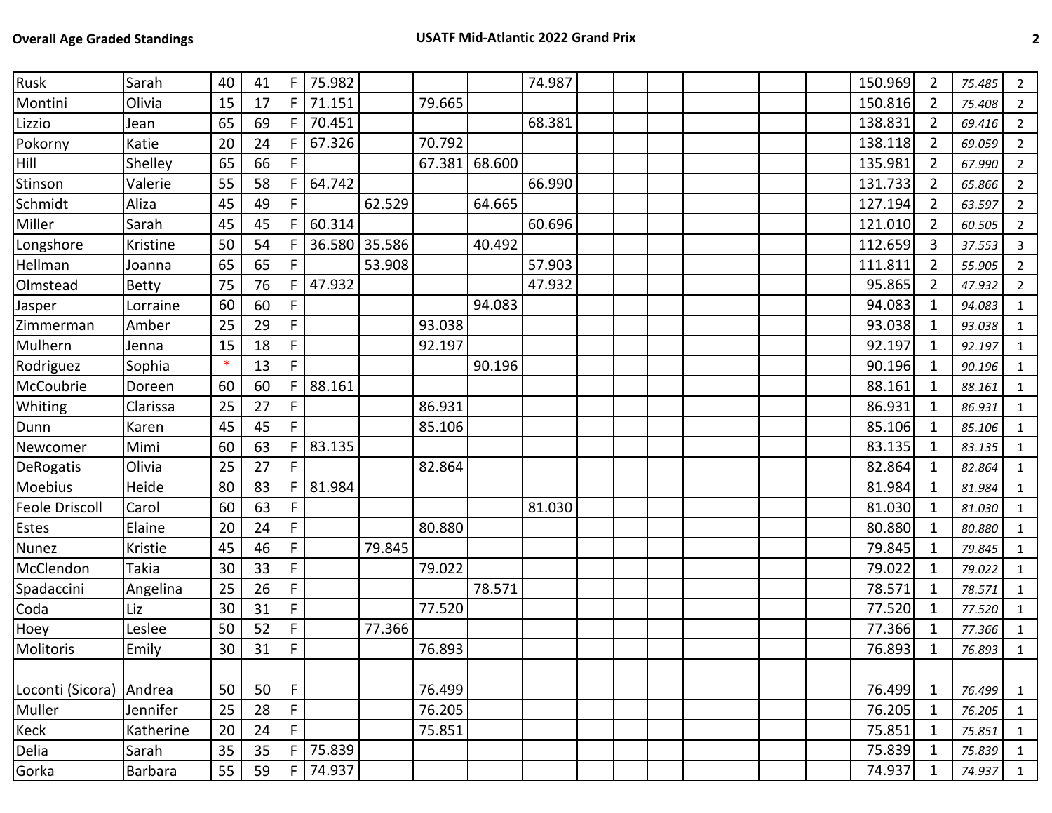| | | | | | | | | | | | | | | | | | | | | |
|---|---|---|---|---|---|---|---|---|---|---|---|---|---|---|---|---|---|---|---|---|
| Rusk | Sarah | 40 | 41 | F | 75.982 | | | | 74.987 | | | | | | | | 150.969 | 2 | *75.485* | 2 |
| Montini | Olivia | 15 | 17 | F | 71.151 | | 79.665 | | | | | | | | | | 150.816 | 2 | *75.408* | 2 |
| Lizzio | Jean | 65 | 69 | F | 70.451 | | | | 68.381 | | | | | | | | 138.831 | 2 | *69.416* | 2 |
| Pokorny | Katie | 20 | 24 | F | 67.326 | | 70.792 | | | | | | | | | | 138.118 | 2 | *69.059* | 2 |
| Hill | Shelley | 65 | 66 | F | | | 67.381 | 68.600 | | | | | | | | | 135.981 | 2 | *67.990* | 2 |
| Stinson | Valerie | 55 | 58 | F | 64.742 | | | | 66.990 | | | | | | | | 131.733 | 2 | *65.866* | 2 |
| Schmidt | Aliza | 45 | 49 | F | | 62.529 | | 64.665 | | | | | | | | | 127.194 | 2 | *63.597* | 2 |
| Miller | Sarah | 45 | 45 | F | 60.314 | | | | 60.696 | | | | | | | | 121.010 | 2 | *60.505* | 2 |
| Longshore | Kristine | 50 | 54 | F | 36.580 | 35.586 | | 40.492 | | | | | | | | | 112.659 | 3 | *37.553* | 3 |
| Hellman | Joanna | 65 | 65 | F | | 53.908 | | | 57.903 | | | | | | | | 111.811 | 2 | *55.905* | 2 |
| Olmstead | Betty | 75 | 76 | F | 47.932 | | | | 47.932 | | | | | | | | 95.865 | 2 | *47.932* | 2 |
| Jasper | Lorraine | 60 | 60 | F | | | | 94.083 | | | | | | | | | 94.083 | 1 | *94.083* | 1 |
| Zimmerman | Amber | 25 | 29 | F | | | 93.038 | | | | | | | | | | 93.038 | 1 | *93.038* | 1 |
| Mulhern | Jenna | 15 | 18 | F | | | 92.197 | | | | | | | | | | 92.197 | 1 | *92.197* | 1 |
| Rodriguez | Sophia | * | 13 | F | | | | 90.196 | | | | | | | | | 90.196 | 1 | *90.196* | 1 |
| McCoubrie | Doreen | 60 | 60 | F | 88.161 | | | | | | | | | | | | 88.161 | 1 | *88.161* | 1 |
| Whiting | Clarissa | 25 | 27 | F | | | 86.931 | | | | | | | | | | 86.931 | 1 | *86.931* | 1 |
| Dunn | Karen | 45 | 45 | F | | | 85.106 | | | | | | | | | | 85.106 | 1 | *85.106* | 1 |
| Newcomer | Mimi | 60 | 63 | F | 83.135 | | | | | | | | | | | | 83.135 | 1 | *83.135* | 1 |
| DeRogatis | Olivia | 25 | 27 | F | | | 82.864 | | | | | | | | | | 82.864 | 1 | *82.864* | 1 |
| Moebius | Heide | 80 | 83 | F | 81.984 | | | | | | | | | | | | 81.984 | 1 | *81.984* | 1 |
| Feole Driscoll | Carol | 60 | 63 | F | | | | | 81.030 | | | | | | | | 81.030 | 1 | *81.030* | 1 |
| Estes | Elaine | 20 | 24 | F | | | 80.880 | | | | | | | | | | 80.880 | 1 | *80.880* | 1 |
| Nunez | Kristie | 45 | 46 | F | | 79.845 | | | | | | | | | | | 79.845 | 1 | *79.845* | 1 |
| McClendon | Takia | 30 | 33 | F | | | 79.022 | | | | | | | | | | 79.022 | 1 | *79.022* | 1 |
| Spadaccini | Angelina | 25 | 26 | F | | | | 78.571 | | | | | | | | | 78.571 | 1 | *78.571* | 1 |
| Coda | Liz | 30 | 31 | F | | | 77.520 | | | | | | | | | | 77.520 | 1 | *77.520* | 1 |
| Hoey | Leslee | 50 | 52 | F | | 77.366 | | | | | | | | | | | 77.366 | 1 | *77.366* | 1 |
| Molitoris | Emily | 30 | 31 | F | | | 76.893 | | | | | | | | | | 76.893 | 1 | *76.893* | 1 |
| Loconti (Sicora) | Andrea | 50 | 50 | F | | | 76.499 | | | | | | | | | | 76.499 | 1 | *76.499* | 1 |
| Muller | Jennifer | 25 | 28 | F | | | 76.205 | | | | | | | | | | 76.205 | 1 | *76.205* | 1 |
| Keck | Katherine | 20 | 24 | F | | | 75.851 | | | | | | | | | | 75.851 | 1 | *75.851* | 1 |
| Delia | Sarah | 35 | 35 | F | 75.839 | | | | | | | | | | | | 75.839 | 1 | *75.839* | 1 |
| Gorka | Barbara | 55 | 59 | F | 74.937 | | | | | | | | | | | | 74.937 | 1 | *74.937* | 1 |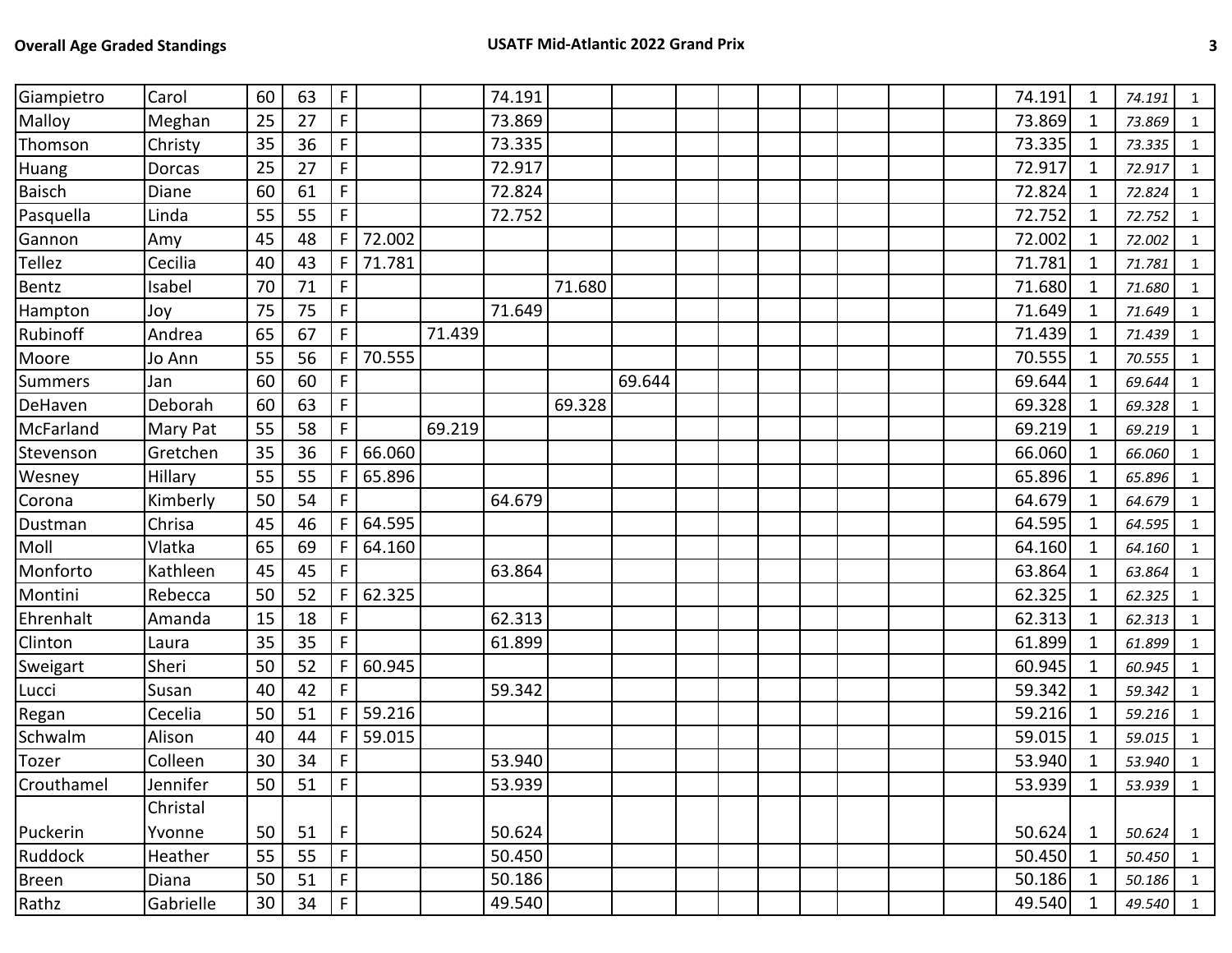| | | | | | | | | | | | | | | | | | | | | |
|---|---|---|---|---|---|---|---|---|---|---|---|---|---|---|---|---|---|---|---|---|
| Giampietro | Carol | 60 | 63 | F | | | 74.191 | | | | | | | | | | 74.191 | 1 | *74.191* | 1 |
| Malloy | Meghan | 25 | 27 | F | | | 73.869 | | | | | | | | | | 73.869 | 1 | *73.869* | 1 |
| Thomson | Christy | 35 | 36 | F | | | 73.335 | | | | | | | | | | 73.335 | 1 | *73.335* | 1 |
| Huang | Dorcas | 25 | 27 | F | | | 72.917 | | | | | | | | | | 72.917 | 1 | *72.917* | 1 |
| Baisch | Diane | 60 | 61 | F | | | 72.824 | | | | | | | | | | 72.824 | 1 | *72.824* | 1 |
| Pasquella | Linda | 55 | 55 | F | | | 72.752 | | | | | | | | | | 72.752 | 1 | *72.752* | 1 |
| Gannon | Amy | 45 | 48 | F | 72.002 | | | | | | | | | | | | 72.002 | 1 | *72.002* | 1 |
| Tellez | Cecilia | 40 | 43 | F | 71.781 | | | | | | | | | | | | 71.781 | 1 | *71.781* | 1 |
| Bentz | Isabel | 70 | 71 | F | | | | 71.680 | | | | | | | | | 71.680 | 1 | *71.680* | 1 |
| Hampton | Joy | 75 | 75 | F | | | 71.649 | | | | | | | | | | 71.649 | 1 | *71.649* | 1 |
| Rubinoff | Andrea | 65 | 67 | F | | 71.439 | | | | | | | | | | | 71.439 | 1 | *71.439* | 1 |
| Moore | Jo Ann | 55 | 56 | F | 70.555 | | | | | | | | | | | | 70.555 | 1 | *70.555* | 1 |
| Summers | Jan | 60 | 60 | F | | | | | 69.644 | | | | | | | | 69.644 | 1 | *69.644* | 1 |
| DeHaven | Deborah | 60 | 63 | F | | | | 69.328 | | | | | | | | | 69.328 | 1 | *69.328* | 1 |
| McFarland | Mary Pat | 55 | 58 | F | | 69.219 | | | | | | | | | | | 69.219 | 1 | *69.219* | 1 |
| Stevenson | Gretchen | 35 | 36 | F | 66.060 | | | | | | | | | | | | 66.060 | 1 | *66.060* | 1 |
| Wesney | Hillary | 55 | 55 | F | 65.896 | | | | | | | | | | | | 65.896 | 1 | *65.896* | 1 |
| Corona | Kimberly | 50 | 54 | F | | | 64.679 | | | | | | | | | | 64.679 | 1 | *64.679* | 1 |
| Dustman | Chrisa | 45 | 46 | F | 64.595 | | | | | | | | | | | | 64.595 | 1 | *64.595* | 1 |
| Moll | Vlatka | 65 | 69 | F | 64.160 | | | | | | | | | | | | 64.160 | 1 | *64.160* | 1 |
| Monforto | Kathleen | 45 | 45 | F | | | 63.864 | | | | | | | | | | 63.864 | 1 | *63.864* | 1 |
| Montini | Rebecca | 50 | 52 | F | 62.325 | | | | | | | | | | | | 62.325 | 1 | *62.325* | 1 |
| Ehrenhalt | Amanda | 15 | 18 | F | | | 62.313 | | | | | | | | | | 62.313 | 1 | *62.313* | 1 |
| Clinton | Laura | 35 | 35 | F | | | 61.899 | | | | | | | | | | 61.899 | 1 | *61.899* | 1 |
| Sweigart | Sheri | 50 | 52 | F | 60.945 | | | | | | | | | | | | 60.945 | 1 | *60.945* | 1 |
| Lucci | Susan | 40 | 42 | F | | | 59.342 | | | | | | | | | | 59.342 | 1 | *59.342* | 1 |
| Regan | Cecelia | 50 | 51 | F | 59.216 | | | | | | | | | | | | 59.216 | 1 | *59.216* | 1 |
| Schwalm | Alison | 40 | 44 | F | 59.015 | | | | | | | | | | | | 59.015 | 1 | *59.015* | 1 |
| Tozer | Colleen | 30 | 34 | F | | | 53.940 | | | | | | | | | | 53.940 | 1 | *53.940* | 1 |
| Crouthamel | Jennifer | 50 | 51 | F | | | 53.939 | | | | | | | | | | 53.939 | 1 | *53.939* | 1 |
| Puckerin | Christal Yvonne | 50 | 51 | F | | | 50.624 | | | | | | | | | | 50.624 | 1 | *50.624* | 1 |
| Ruddock | Heather | 55 | 55 | F | | | 50.450 | | | | | | | | | | 50.450 | 1 | *50.450* | 1 |
| Breen | Diana | 50 | 51 | F | | | 50.186 | | | | | | | | | | 50.186 | 1 | *50.186* | 1 |
| Rathz | Gabrielle | 30 | 34 | F | | | 49.540 | | | | | | | | | | 49.540 | 1 | *49.540* | 1 |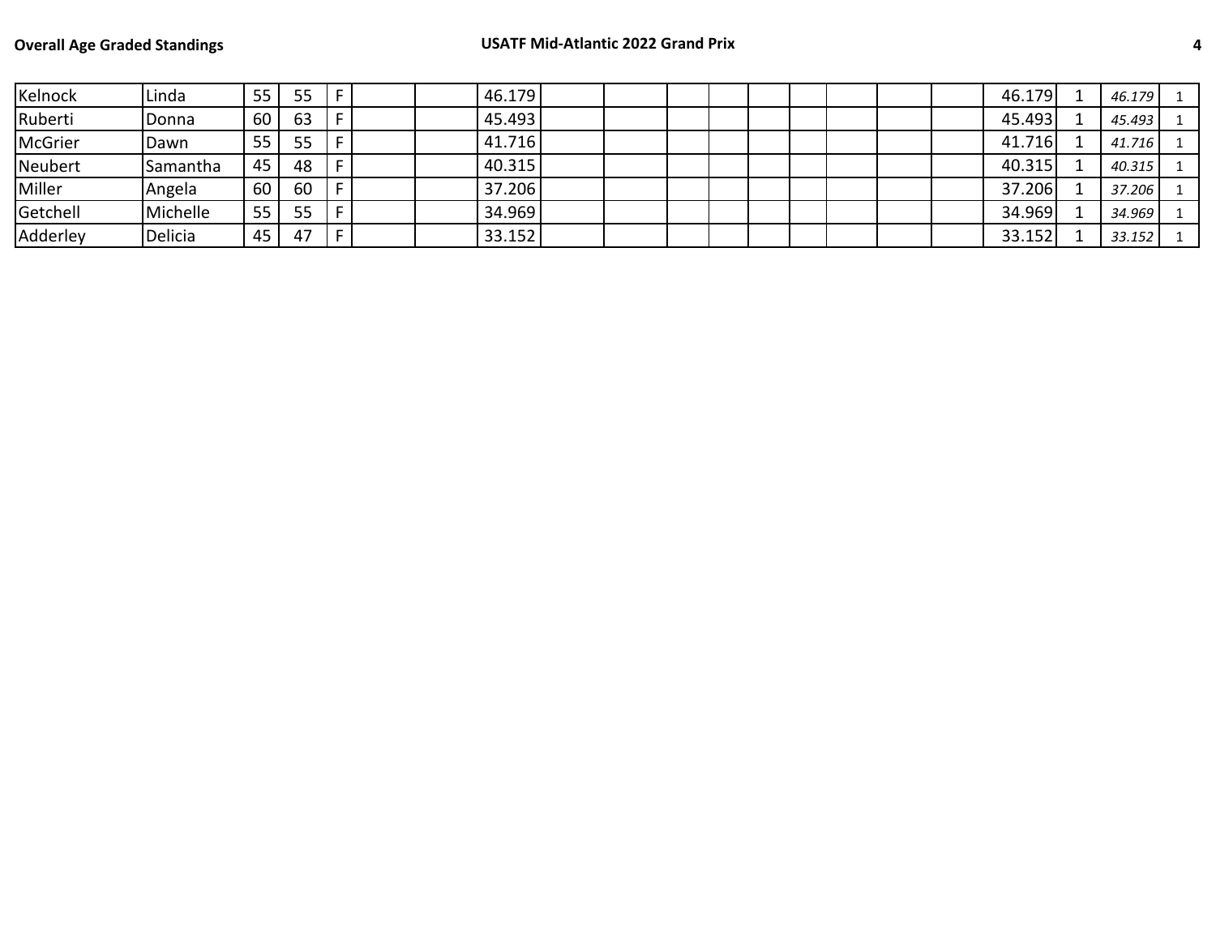| | | | | | | | | | | | | | | | | | | | | |
|---|---|---|---|---|---|---|---|---|---|---|---|---|---|---|---|---|---|---|---|---|
| Kelnock | Linda | 55 | 55 | F | | | 46.179 | | | | | | | | | | 46.179 | 1 | *46.179* | 1 |
| Ruberti | Donna | 60 | 63 | F | | | 45.493 | | | | | | | | | | 45.493 | 1 | *45.493* | 1 |
| McGrier | Dawn | 55 | 55 | F | | | 41.716 | | | | | | | | | | 41.716 | 1 | *41.716* | 1 |
| Neubert | Samantha | 45 | 48 | F | | | 40.315 | | | | | | | | | | 40.315 | 1 | *40.315* | 1 |
| Miller | Angela | 60 | 60 | F | | | 37.206 | | | | | | | | | | 37.206 | 1 | *37.206* | 1 |
| Getchell | Michelle | 55 | 55 | F | | | 34.969 | | | | | | | | | | 34.969 | 1 | *34.969* | 1 |
| Adderley | Delicia | 45 | 47 | F | | | 33.152 | | | | | | | | | | 33.152 | 1 | *33.152* | 1 |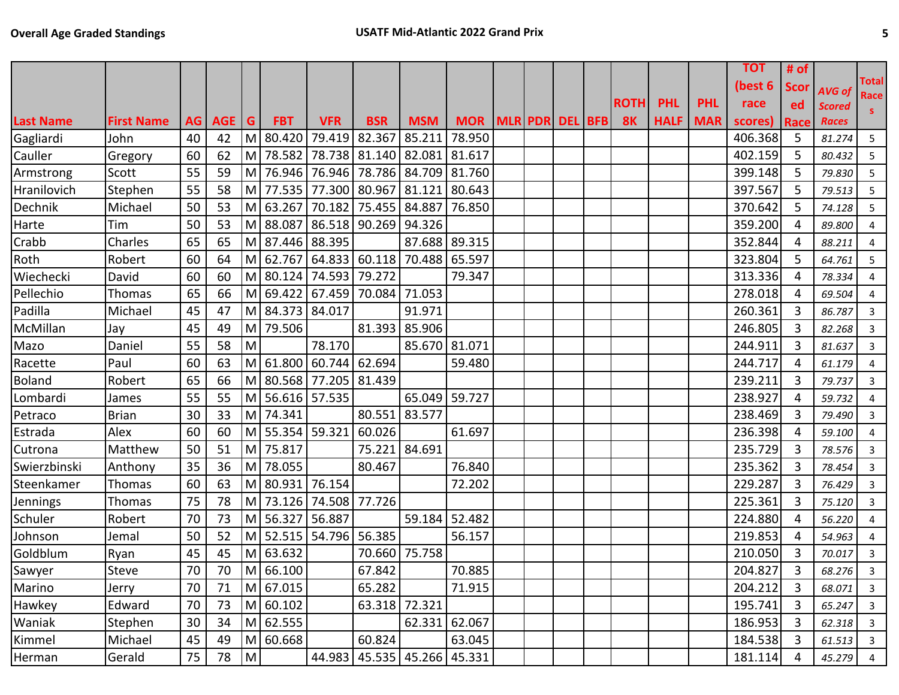Overall Age Graded Standings

USATF Mid-Atlantic 2022 Grand Prix

| Last Name | First Name | AG | AGE | G | FBT | VFR | BSR | MSM | MOR | MLR | PDR | DEL | BFB | ROTH 8K | PHL HALF | PHL MAR | TOT (best 6 race scores) | # of Scored Race | AVG of Scored Races | Total Races |
|---|---|---|---|---|---|---|---|---|---|---|---|---|---|---|---|---|---|---|---|---|
| Gagliardi | John | 40 | 42 | M | 80.420 | 79.419 | 82.367 | 85.211 | 78.950 | | | | | | | | 406.368 | 5 | *81.274* | 5 |
| Cauller | Gregory | 60 | 62 | M | 78.582 | 78.738 | 81.140 | 82.081 | 81.617 | | | | | | | | 402.159 | 5 | *80.432* | 5 |
| Armstrong | Scott | 55 | 59 | M | 76.946 | 76.946 | 78.786 | 84.709 | 81.760 | | | | | | | | 399.148 | 5 | *79.830* | 5 |
| Hranilovich | Stephen | 55 | 58 | M | 77.535 | 77.300 | 80.967 | 81.121 | 80.643 | | | | | | | | 397.567 | 5 | *79.513* | 5 |
| Dechnik | Michael | 50 | 53 | M | 63.267 | 70.182 | 75.455 | 84.887 | 76.850 | | | | | | | | 370.642 | 5 | *74.128* | 5 |
| Harte | Tim | 50 | 53 | M | 88.087 | 86.518 | 90.269 | 94.326 | | | | | | | | | 359.200 | 4 | *89.800* | 4 |
| Crabb | Charles | 65 | 65 | M | 87.446 | 88.395 | | 87.688 | 89.315 | | | | | | | | 352.844 | 4 | *88.211* | 4 |
| Roth | Robert | 60 | 64 | M | 62.767 | 64.833 | 60.118 | 70.488 | 65.597 | | | | | | | | 323.804 | 5 | *64.761* | 5 |
| Wiechecki | David | 60 | 60 | M | 80.124 | 74.593 | 79.272 | | 79.347 | | | | | | | | 313.336 | 4 | *78.334* | 4 |
| Pellechio | Thomas | 65 | 66 | M | 69.422 | 67.459 | 70.084 | 71.053 | | | | | | | | | 278.018 | 4 | *69.504* | 4 |
| Padilla | Michael | 45 | 47 | M | 84.373 | 84.017 | | 91.971 | | | | | | | | | 260.361 | 3 | *86.787* | 3 |
| McMillan | Jay | 45 | 49 | M | 79.506 | | 81.393 | 85.906 | | | | | | | | | 246.805 | 3 | *82.268* | 3 |
| Mazo | Daniel | 55 | 58 | M | | 78.170 | | 85.670 | 81.071 | | | | | | | | 244.911 | 3 | *81.637* | 3 |
| Racette | Paul | 60 | 63 | M | 61.800 | 60.744 | 62.694 | | 59.480 | | | | | | | | 244.717 | 4 | *61.179* | 4 |
| Boland | Robert | 65 | 66 | M | 80.568 | 77.205 | 81.439 | | | | | | | | | | 239.211 | 3 | *79.737* | 3 |
| Lombardi | James | 55 | 55 | M | 56.616 | 57.535 | | 65.049 | 59.727 | | | | | | | | 238.927 | 4 | *59.732* | 4 |
| Petraco | Brian | 30 | 33 | M | 74.341 | | 80.551 | 83.577 | | | | | | | | | 238.469 | 3 | *79.490* | 3 |
| Estrada | Alex | 60 | 60 | M | 55.354 | 59.321 | 60.026 | | 61.697 | | | | | | | | 236.398 | 4 | *59.100* | 4 |
| Cutrona | Matthew | 50 | 51 | M | 75.817 | | 75.221 | 84.691 | | | | | | | | | 235.729 | 3 | *78.576* | 3 |
| Swierzbinski | Anthony | 35 | 36 | M | 78.055 | | 80.467 | | 76.840 | | | | | | | | 235.362 | 3 | *78.454* | 3 |
| Steenkamer | Thomas | 60 | 63 | M | 80.931 | 76.154 | | | 72.202 | | | | | | | | 229.287 | 3 | *76.429* | 3 |
| Jennings | Thomas | 75 | 78 | M | 73.126 | 74.508 | 77.726 | | | | | | | | | | 225.361 | 3 | *75.120* | 3 |
| Schuler | Robert | 70 | 73 | M | 56.327 | 56.887 | | 59.184 | 52.482 | | | | | | | | 224.880 | 4 | *56.220* | 4 |
| Johnson | Jemal | 50 | 52 | M | 52.515 | 54.796 | 56.385 | | 56.157 | | | | | | | | 219.853 | 4 | *54.963* | 4 |
| Goldblum | Ryan | 45 | 45 | M | 63.632 | | 70.660 | 75.758 | | | | | | | | | 210.050 | 3 | *70.017* | 3 |
| Sawyer | Steve | 70 | 70 | M | 66.100 | | 67.842 | | 70.885 | | | | | | | | 204.827 | 3 | *68.276* | 3 |
| Marino | Jerry | 70 | 71 | M | 67.015 | | 65.282 | | 71.915 | | | | | | | | 204.212 | 3 | *68.071* | 3 |
| Hawkey | Edward | 70 | 73 | M | 60.102 | | 63.318 | 72.321 | | | | | | | | | 195.741 | 3 | *65.247* | 3 |
| Waniak | Stephen | 30 | 34 | M | 62.555 | | | 62.331 | 62.067 | | | | | | | | 186.953 | 3 | *62.318* | 3 |
| Kimmel | Michael | 45 | 49 | M | 60.668 | | 60.824 | | 63.045 | | | | | | | | 184.538 | 3 | *61.513* | 3 |
| Herman | Gerald | 75 | 78 | M | | 44.983 | 45.535 | 45.266 | 45.331 | | | | | | | | 181.114 | 4 | *45.279* | 4 |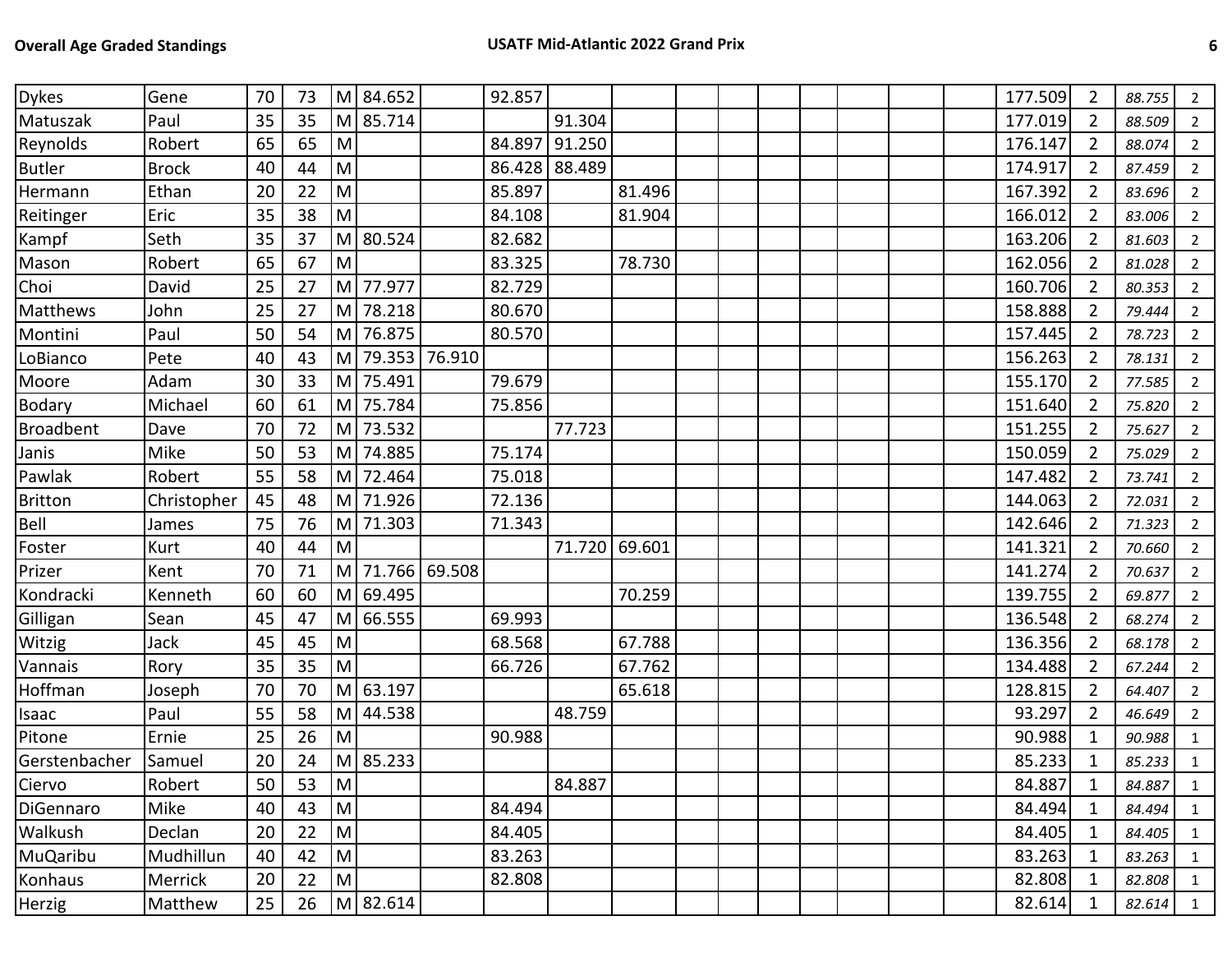| | | | | | | | | | | | | | | | | | | | | |
|---|---|---|---|---|---|---|---|---|---|---|---|---|---|---|---|---|---|---|---|---|
| Dykes | Gene | 70 | 73 | M | 84.652 | | 92.857 | | | | | | | | | | 177.509 | 2 | *88.755* | 2 |
| Matuszak | Paul | 35 | 35 | M | 85.714 | | | 91.304 | | | | | | | | | 177.019 | 2 | *88.509* | 2 |
| Reynolds | Robert | 65 | 65 | M | | | 84.897 | 91.250 | | | | | | | | | 176.147 | 2 | *88.074* | 2 |
| Butler | Brock | 40 | 44 | M | | | 86.428 | 88.489 | | | | | | | | | 174.917 | 2 | *87.459* | 2 |
| Hermann | Ethan | 20 | 22 | M | | | 85.897 | | 81.496 | | | | | | | | 167.392 | 2 | *83.696* | 2 |
| Reitinger | Eric | 35 | 38 | M | | | 84.108 | | 81.904 | | | | | | | | 166.012 | 2 | *83.006* | 2 |
| Kampf | Seth | 35 | 37 | M | 80.524 | | 82.682 | | | | | | | | | | 163.206 | 2 | *81.603* | 2 |
| Mason | Robert | 65 | 67 | M | | | 83.325 | | 78.730 | | | | | | | | 162.056 | 2 | *81.028* | 2 |
| Choi | David | 25 | 27 | M | 77.977 | | 82.729 | | | | | | | | | | 160.706 | 2 | *80.353* | 2 |
| Matthews | John | 25 | 27 | M | 78.218 | | 80.670 | | | | | | | | | | 158.888 | 2 | *79.444* | 2 |
| Montini | Paul | 50 | 54 | M | 76.875 | | 80.570 | | | | | | | | | | 157.445 | 2 | *78.723* | 2 |
| LoBianco | Pete | 40 | 43 | M | 79.353 | 76.910 | | | | | | | | | | | 156.263 | 2 | *78.131* | 2 |
| Moore | Adam | 30 | 33 | M | 75.491 | | 79.679 | | | | | | | | | | 155.170 | 2 | *77.585* | 2 |
| Bodary | Michael | 60 | 61 | M | 75.784 | | 75.856 | | | | | | | | | | 151.640 | 2 | *75.820* | 2 |
| Broadbent | Dave | 70 | 72 | M | 73.532 | | | 77.723 | | | | | | | | | 151.255 | 2 | *75.627* | 2 |
| Janis | Mike | 50 | 53 | M | 74.885 | | 75.174 | | | | | | | | | | 150.059 | 2 | *75.029* | 2 |
| Pawlak | Robert | 55 | 58 | M | 72.464 | | 75.018 | | | | | | | | | | 147.482 | 2 | *73.741* | 2 |
| Britton | Christopher | 45 | 48 | M | 71.926 | | 72.136 | | | | | | | | | | 144.063 | 2 | *72.031* | 2 |
| Bell | James | 75 | 76 | M | 71.303 | | 71.343 | | | | | | | | | | 142.646 | 2 | *71.323* | 2 |
| Foster | Kurt | 40 | 44 | M | | | | 71.720 | 69.601 | | | | | | | | 141.321 | 2 | *70.660* | 2 |
| Prizer | Kent | 70 | 71 | M | 71.766 | 69.508 | | | | | | | | | | | 141.274 | 2 | *70.637* | 2 |
| Kondracki | Kenneth | 60 | 60 | M | 69.495 | | | | 70.259 | | | | | | | | 139.755 | 2 | *69.877* | 2 |
| Gilligan | Sean | 45 | 47 | M | 66.555 | | 69.993 | | | | | | | | | | 136.548 | 2 | *68.274* | 2 |
| Witzig | Jack | 45 | 45 | M | | | 68.568 | | 67.788 | | | | | | | | 136.356 | 2 | *68.178* | 2 |
| Vannais | Rory | 35 | 35 | M | | | 66.726 | | 67.762 | | | | | | | | 134.488 | 2 | *67.244* | 2 |
| Hoffman | Joseph | 70 | 70 | M | 63.197 | | | | 65.618 | | | | | | | | 128.815 | 2 | *64.407* | 2 |
| Isaac | Paul | 55 | 58 | M | 44.538 | | | 48.759 | | | | | | | | | 93.297 | 2 | *46.649* | 2 |
| Pitone | Ernie | 25 | 26 | M | | | 90.988 | | | | | | | | | | 90.988 | 1 | *90.988* | 1 |
| Gerstenbacher | Samuel | 20 | 24 | M | 85.233 | | | | | | | | | | | | 85.233 | 1 | *85.233* | 1 |
| Ciervo | Robert | 50 | 53 | M | | | | 84.887 | | | | | | | | | 84.887 | 1 | *84.887* | 1 |
| DiGennaro | Mike | 40 | 43 | M | | | 84.494 | | | | | | | | | | 84.494 | 1 | *84.494* | 1 |
| Walkush | Declan | 20 | 22 | M | | | 84.405 | | | | | | | | | | 84.405 | 1 | *84.405* | 1 |
| MuQaribu | Mudhillun | 40 | 42 | M | | | 83.263 | | | | | | | | | | 83.263 | 1 | *83.263* | 1 |
| Konhaus | Merrick | 20 | 22 | M | | | 82.808 | | | | | | | | | | 82.808 | 1 | *82.808* | 1 |
| Herzig | Matthew | 25 | 26 | M | 82.614 | | | | | | | | | | | | 82.614 | 1 | *82.614* | 1 |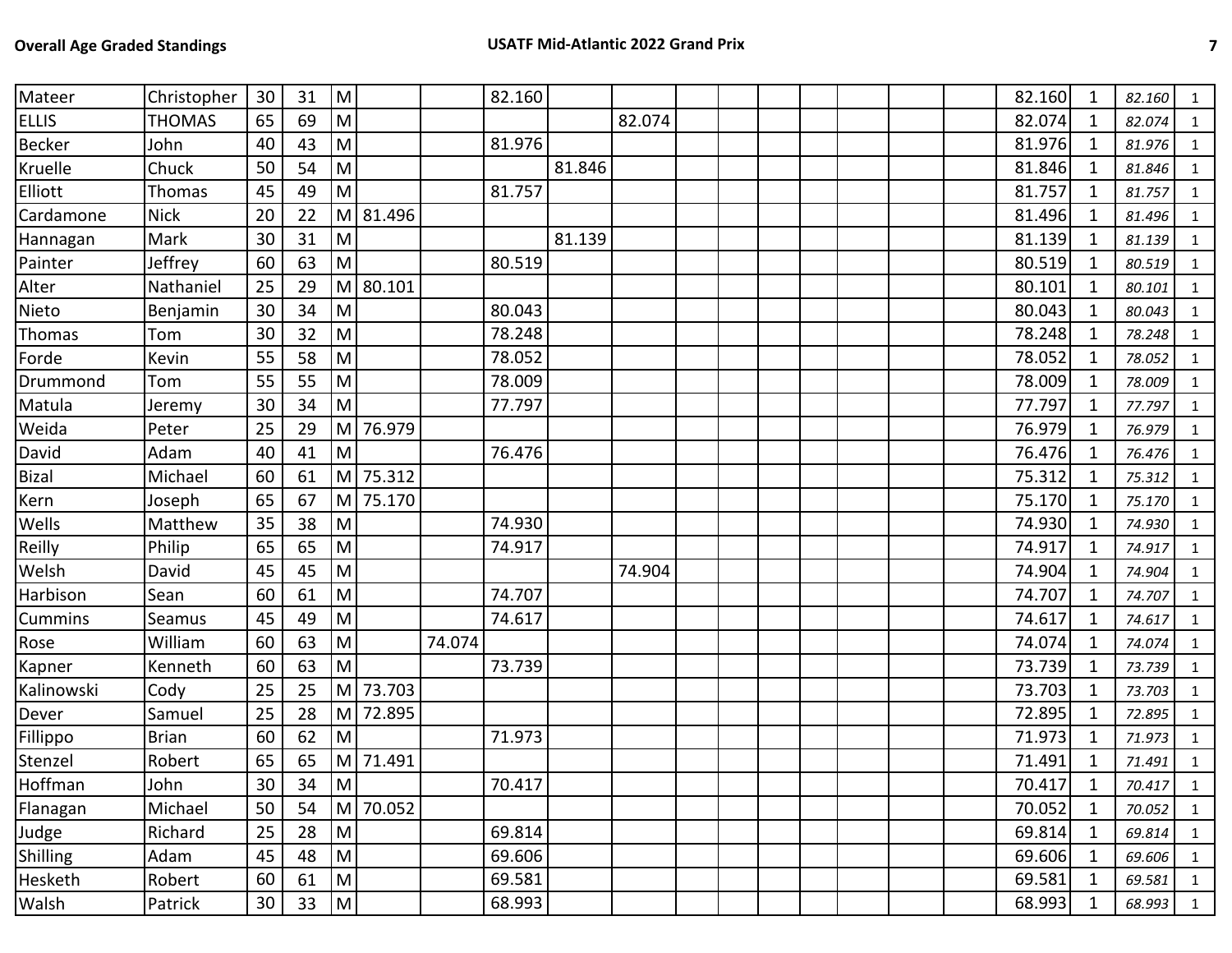| | | | | | | | | | | | | | | | | | | | | |
|---|---|---|---|---|---|---|---|---|---|---|---|---|---|---|---|---|---|---|---|---|
| Mateer | Christopher | 30 | 31 | M | | | 82.160 | | | | | | | | | | 82.160 | 1 | *82.160* | 1 |
| ELLIS | THOMAS | 65 | 69 | M | | | | | 82.074 | | | | | | | | 82.074 | 1 | *82.074* | 1 |
| Becker | John | 40 | 43 | M | | | 81.976 | | | | | | | | | | 81.976 | 1 | *81.976* | 1 |
| Kruelle | Chuck | 50 | 54 | M | | | | 81.846 | | | | | | | | | 81.846 | 1 | *81.846* | 1 |
| Elliott | Thomas | 45 | 49 | M | | | 81.757 | | | | | | | | | | 81.757 | 1 | *81.757* | 1 |
| Cardamone | Nick | 20 | 22 | M | 81.496 | | | | | | | | | | | | 81.496 | 1 | *81.496* | 1 |
| Hannagan | Mark | 30 | 31 | M | | | | 81.139 | | | | | | | | | 81.139 | 1 | *81.139* | 1 |
| Painter | Jeffrey | 60 | 63 | M | | | 80.519 | | | | | | | | | | 80.519 | 1 | *80.519* | 1 |
| Alter | Nathaniel | 25 | 29 | M | 80.101 | | | | | | | | | | | | 80.101 | 1 | *80.101* | 1 |
| Nieto | Benjamin | 30 | 34 | M | | | 80.043 | | | | | | | | | | 80.043 | 1 | *80.043* | 1 |
| Thomas | Tom | 30 | 32 | M | | | 78.248 | | | | | | | | | | 78.248 | 1 | *78.248* | 1 |
| Forde | Kevin | 55 | 58 | M | | | 78.052 | | | | | | | | | | 78.052 | 1 | *78.052* | 1 |
| Drummond | Tom | 55 | 55 | M | | | 78.009 | | | | | | | | | | 78.009 | 1 | *78.009* | 1 |
| Matula | Jeremy | 30 | 34 | M | | | 77.797 | | | | | | | | | | 77.797 | 1 | *77.797* | 1 |
| Weida | Peter | 25 | 29 | M | 76.979 | | | | | | | | | | | | 76.979 | 1 | *76.979* | 1 |
| David | Adam | 40 | 41 | M | | | 76.476 | | | | | | | | | | 76.476 | 1 | *76.476* | 1 |
| Bizal | Michael | 60 | 61 | M | 75.312 | | | | | | | | | | | | 75.312 | 1 | *75.312* | 1 |
| Kern | Joseph | 65 | 67 | M | 75.170 | | | | | | | | | | | | 75.170 | 1 | *75.170* | 1 |
| Wells | Matthew | 35 | 38 | M | | | 74.930 | | | | | | | | | | 74.930 | 1 | *74.930* | 1 |
| Reilly | Philip | 65 | 65 | M | | | 74.917 | | | | | | | | | | 74.917 | 1 | *74.917* | 1 |
| Welsh | David | 45 | 45 | M | | | | | 74.904 | | | | | | | | 74.904 | 1 | *74.904* | 1 |
| Harbison | Sean | 60 | 61 | M | | | 74.707 | | | | | | | | | | 74.707 | 1 | *74.707* | 1 |
| Cummins | Seamus | 45 | 49 | M | | | 74.617 | | | | | | | | | | 74.617 | 1 | *74.617* | 1 |
| Rose | William | 60 | 63 | M | | 74.074 | | | | | | | | | | | 74.074 | 1 | *74.074* | 1 |
| Kapner | Kenneth | 60 | 63 | M | | | 73.739 | | | | | | | | | | 73.739 | 1 | *73.739* | 1 |
| Kalinowski | Cody | 25 | 25 | M | 73.703 | | | | | | | | | | | | 73.703 | 1 | *73.703* | 1 |
| Dever | Samuel | 25 | 28 | M | 72.895 | | | | | | | | | | | | 72.895 | 1 | *72.895* | 1 |
| Fillippo | Brian | 60 | 62 | M | | | 71.973 | | | | | | | | | | 71.973 | 1 | *71.973* | 1 |
| Stenzel | Robert | 65 | 65 | M | 71.491 | | | | | | | | | | | | 71.491 | 1 | *71.491* | 1 |
| Hoffman | John | 30 | 34 | M | | | 70.417 | | | | | | | | | | 70.417 | 1 | *70.417* | 1 |
| Flanagan | Michael | 50 | 54 | M | 70.052 | | | | | | | | | | | | 70.052 | 1 | *70.052* | 1 |
| Judge | Richard | 25 | 28 | M | | | 69.814 | | | | | | | | | | 69.814 | 1 | *69.814* | 1 |
| Shilling | Adam | 45 | 48 | M | | | 69.606 | | | | | | | | | | 69.606 | 1 | *69.606* | 1 |
| Hesketh | Robert | 60 | 61 | M | | | 69.581 | | | | | | | | | | 69.581 | 1 | *69.581* | 1 |
| Walsh | Patrick | 30 | 33 | M | | | 68.993 | | | | | | | | | | 68.993 | 1 | *68.993* | 1 |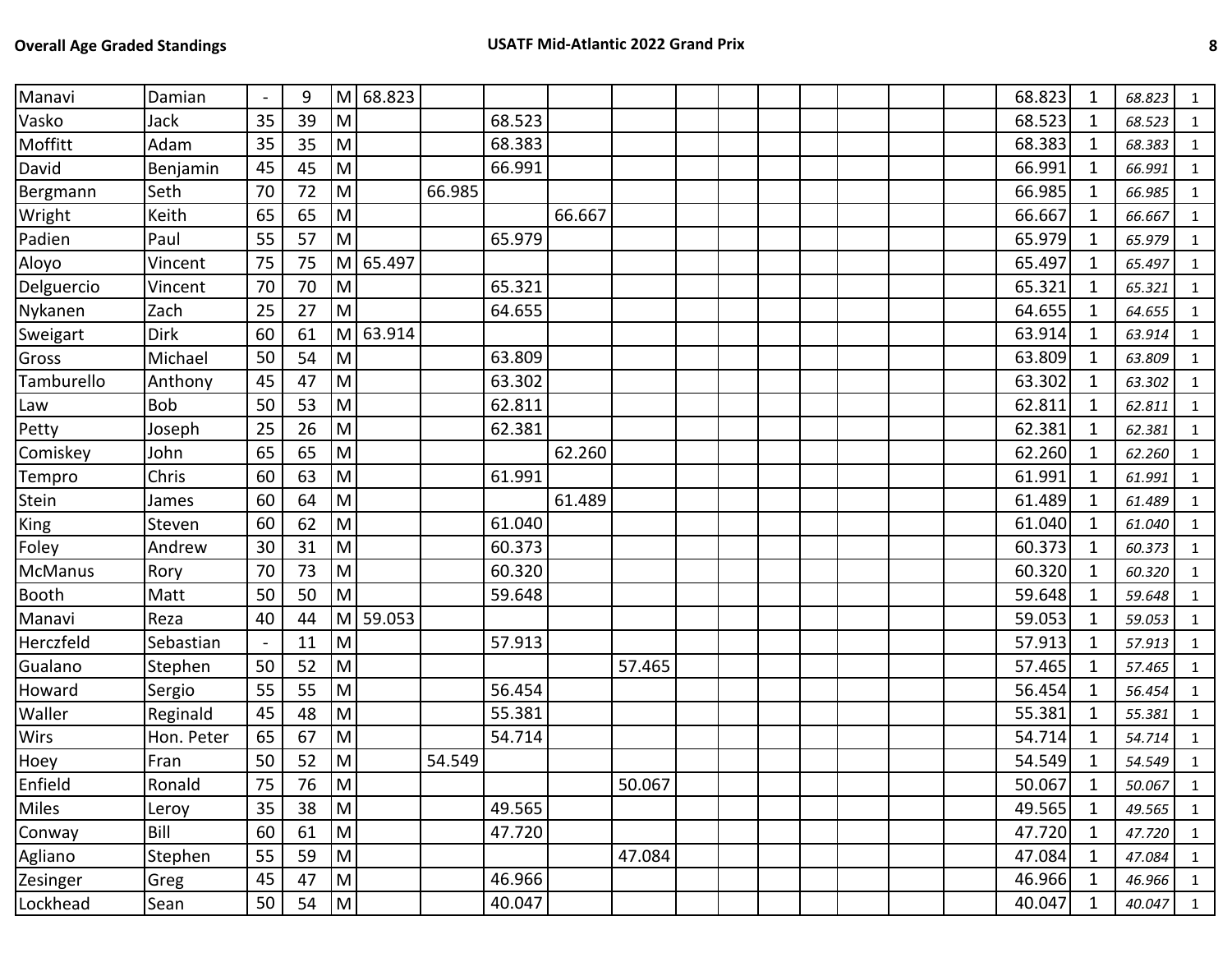| | | | | | | | | | | | | | | | | | | | | |
|---|---|---|---|---|---|---|---|---|---|---|---|---|---|---|---|---|---|---|---|---|
| Manavi | Damian | - | 9 | M | 68.823 | | | | | | | | | | | | 68.823 | 1 | *68.823* | 1 |
| Vasko | Jack | 35 | 39 | M | | | 68.523 | | | | | | | | | | 68.523 | 1 | *68.523* | 1 |
| Moffitt | Adam | 35 | 35 | M | | | 68.383 | | | | | | | | | | 68.383 | 1 | *68.383* | 1 |
| David | Benjamin | 45 | 45 | M | | | 66.991 | | | | | | | | | | 66.991 | 1 | *66.991* | 1 |
| Bergmann | Seth | 70 | 72 | M | | 66.985 | | | | | | | | | | | 66.985 | 1 | *66.985* | 1 |
| Wright | Keith | 65 | 65 | M | | | | 66.667 | | | | | | | | | 66.667 | 1 | *66.667* | 1 |
| Padien | Paul | 55 | 57 | M | | | 65.979 | | | | | | | | | | 65.979 | 1 | *65.979* | 1 |
| Aloyo | Vincent | 75 | 75 | M | 65.497 | | | | | | | | | | | | 65.497 | 1 | *65.497* | 1 |
| Delguercio | Vincent | 70 | 70 | M | | | 65.321 | | | | | | | | | | 65.321 | 1 | *65.321* | 1 |
| Nykanen | Zach | 25 | 27 | M | | | 64.655 | | | | | | | | | | 64.655 | 1 | *64.655* | 1 |
| Sweigart | Dirk | 60 | 61 | M | 63.914 | | | | | | | | | | | | 63.914 | 1 | *63.914* | 1 |
| Gross | Michael | 50 | 54 | M | | | 63.809 | | | | | | | | | | 63.809 | 1 | *63.809* | 1 |
| Tamburello | Anthony | 45 | 47 | M | | | 63.302 | | | | | | | | | | 63.302 | 1 | *63.302* | 1 |
| Law | Bob | 50 | 53 | M | | | 62.811 | | | | | | | | | | 62.811 | 1 | *62.811* | 1 |
| Petty | Joseph | 25 | 26 | M | | | 62.381 | | | | | | | | | | 62.381 | 1 | *62.381* | 1 |
| Comiskey | John | 65 | 65 | M | | | | 62.260 | | | | | | | | | 62.260 | 1 | *62.260* | 1 |
| Tempro | Chris | 60 | 63 | M | | | 61.991 | | | | | | | | | | 61.991 | 1 | *61.991* | 1 |
| Stein | James | 60 | 64 | M | | | | 61.489 | | | | | | | | | 61.489 | 1 | *61.489* | 1 |
| King | Steven | 60 | 62 | M | | | 61.040 | | | | | | | | | | 61.040 | 1 | *61.040* | 1 |
| Foley | Andrew | 30 | 31 | M | | | 60.373 | | | | | | | | | | 60.373 | 1 | *60.373* | 1 |
| McManus | Rory | 70 | 73 | M | | | 60.320 | | | | | | | | | | 60.320 | 1 | *60.320* | 1 |
| Booth | Matt | 50 | 50 | M | | | 59.648 | | | | | | | | | | 59.648 | 1 | *59.648* | 1 |
| Manavi | Reza | 40 | 44 | M | 59.053 | | | | | | | | | | | | 59.053 | 1 | *59.053* | 1 |
| Herczfeld | Sebastian | - | 11 | M | | | 57.913 | | | | | | | | | | 57.913 | 1 | *57.913* | 1 |
| Gualano | Stephen | 50 | 52 | M | | | | | 57.465 | | | | | | | | 57.465 | 1 | *57.465* | 1 |
| Howard | Sergio | 55 | 55 | M | | | 56.454 | | | | | | | | | | 56.454 | 1 | *56.454* | 1 |
| Waller | Reginald | 45 | 48 | M | | | 55.381 | | | | | | | | | | 55.381 | 1 | *55.381* | 1 |
| Wirs | Hon. Peter | 65 | 67 | M | | | 54.714 | | | | | | | | | | 54.714 | 1 | *54.714* | 1 |
| Hoey | Fran | 50 | 52 | M | | 54.549 | | | | | | | | | | | 54.549 | 1 | *54.549* | 1 |
| Enfield | Ronald | 75 | 76 | M | | | | | 50.067 | | | | | | | | 50.067 | 1 | *50.067* | 1 |
| Miles | Leroy | 35 | 38 | M | | | 49.565 | | | | | | | | | | 49.565 | 1 | *49.565* | 1 |
| Conway | Bill | 60 | 61 | M | | | 47.720 | | | | | | | | | | 47.720 | 1 | *47.720* | 1 |
| Agliano | Stephen | 55 | 59 | M | | | | | 47.084 | | | | | | | | 47.084 | 1 | *47.084* | 1 |
| Zesinger | Greg | 45 | 47 | M | | | 46.966 | | | | | | | | | | 46.966 | 1 | *46.966* | 1 |
| Lockhead | Sean | 50 | 54 | M | | | 40.047 | | | | | | | | | | 40.047 | 1 | *40.047* | 1 |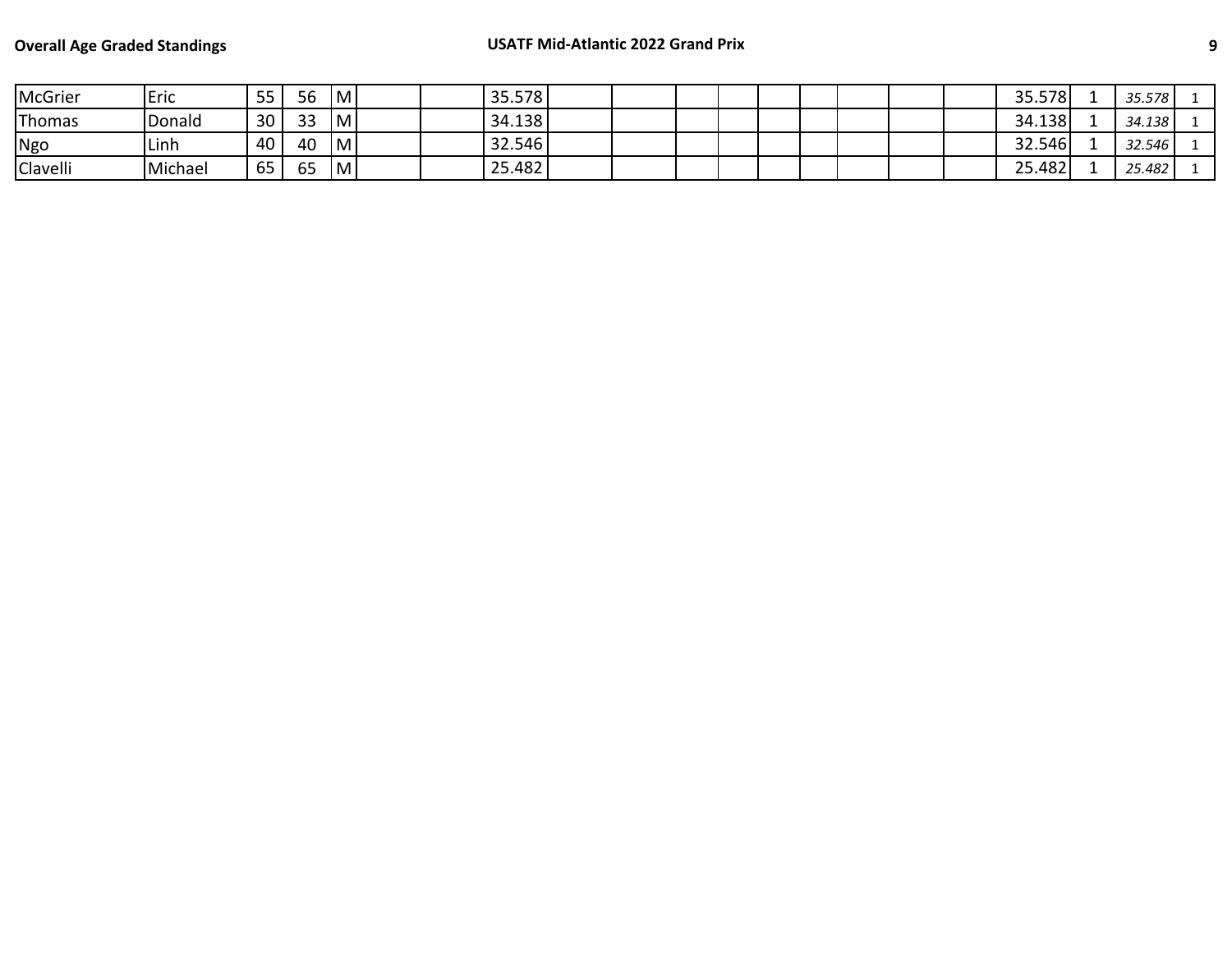| | | | | | | | | | | | | | | | | | | | | |
|---|---|---|---|---|---|---|---|---|---|---|---|---|---|---|---|---|---|---|---|---|
| McGrier | Eric | 55 | 56 | M | | | 35.578 | | | | | | | | | | 35.578 | 1 | *35.578* | 1 |
| Thomas | Donald | 30 | 33 | M | | | 34.138 | | | | | | | | | | 34.138 | 1 | *34.138* | 1 |
| Ngo | Linh | 40 | 40 | M | | | 32.546 | | | | | | | | | | 32.546 | 1 | *32.546* | 1 |
| Clavelli | Michael | 65 | 65 | M | | | 25.482 | | | | | | | | | | 25.482 | 1 | *25.482* | 1 |